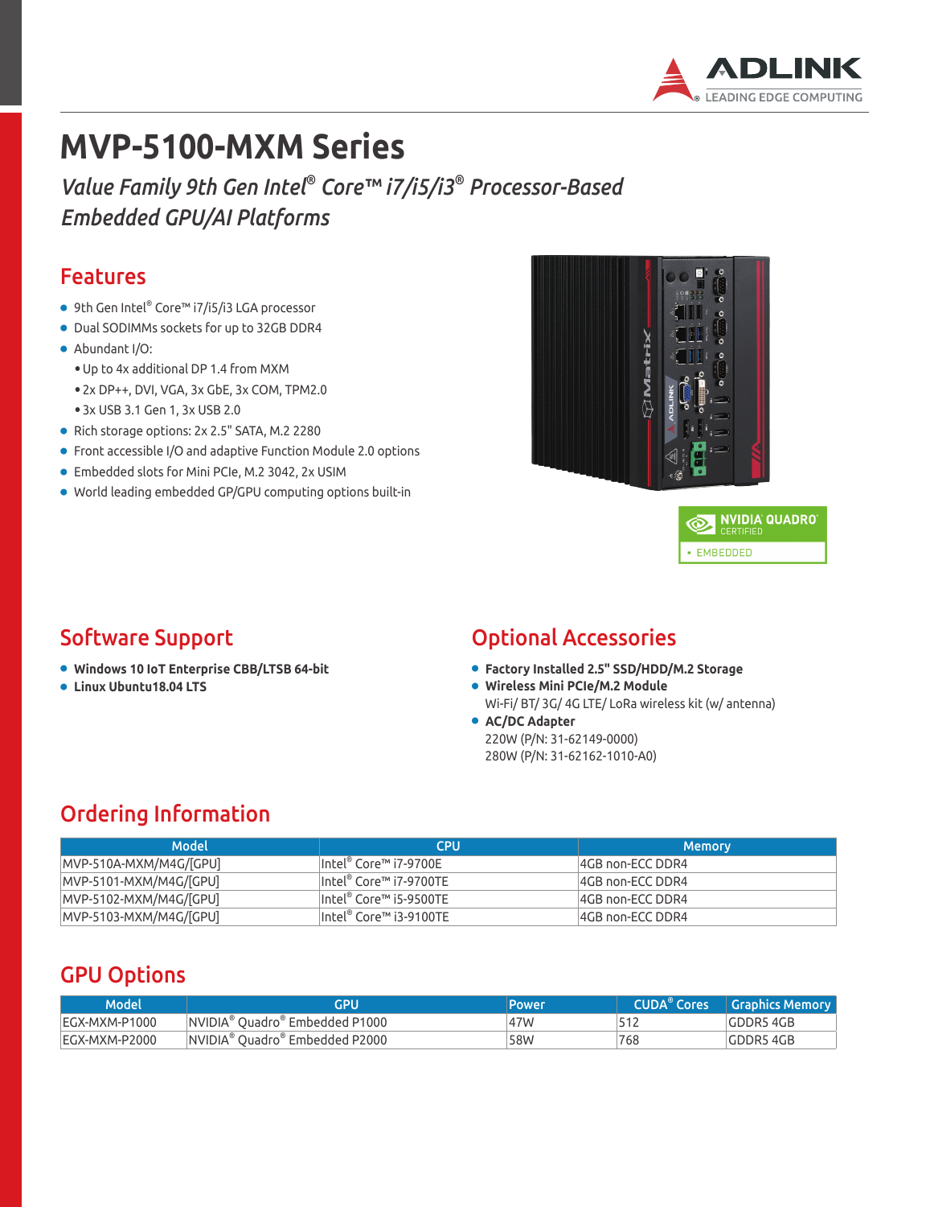# MVP-5100-MXM Series

*Value Family 9th Gen Intel® Core™ i7/i5/i3® Processor-Based Embedded GPU/AI Platforms*

## Features

- 9th Gen Intel® Core™ i7/i5/i3 LGA processor
- Dual SODIMMs sockets for up to 32GB DDR4
- Abundant I/O:
  - Up to 4x additional DP 1.4 from MXM
  - 2x DP++, DVI, VGA, 3x GbE, 3x COM, TPM2.0
  - 3x USB 3.1 Gen 1, 3x USB 2.0
- Rich storage options: 2x 2.5" SATA, M.2 2280
- Front accessible I/O and adaptive Function Module 2.0 options
- Embedded slots for Mini PCIe, M.2 3042, 2x USIM
- World leading embedded GP/GPU computing options built-in

NVIDIA QUADRO CERTIFIED
EMBEDDED

## Software Support

- **Windows 10 IoT Enterprise CBB/LTSB 64-bit**
- **Linux Ubuntu18.04 LTS**

## Optional Accessories

- **Factory Installed 2.5" SSD/HDD/M.2 Storage**
- **Wireless Mini PCIe/M.2 Module**
  Wi-Fi/ BT/ 3G/ 4G LTE/ LoRa wireless kit (w/ antenna)
- **AC/DC Adapter**
  220W (P/N: 31-62149-0000)
  280W (P/N: 31-62162-1010-A0)

## Ordering Information

| Model | CPU | Memory |
|---|---|---|
| MVP-510A-MXM/M4G/[GPU] | Intel® Core™ i7-9700E | 4GB non-ECC DDR4 |
| MVP-5101-MXM/M4G/[GPU] | Intel® Core™ i7-9700TE | 4GB non-ECC DDR4 |
| MVP-5102-MXM/M4G/[GPU] | Intel® Core™ i5-9500TE | 4GB non-ECC DDR4 |
| MVP-5103-MXM/M4G/[GPU] | Intel® Core™ i3-9100TE | 4GB non-ECC DDR4 |

## GPU Options

| Model | GPU | Power | CUDA® Cores | Graphics Memory |
|---|---|---|---|---|
| EGX-MXM-P1000 | NVIDIA® Quadro® Embedded P1000 | 47W | 512 | GDDR5 4GB |
| EGX-MXM-P2000 | NVIDIA® Quadro® Embedded P2000 | 58W | 768 | GDDR5 4GB |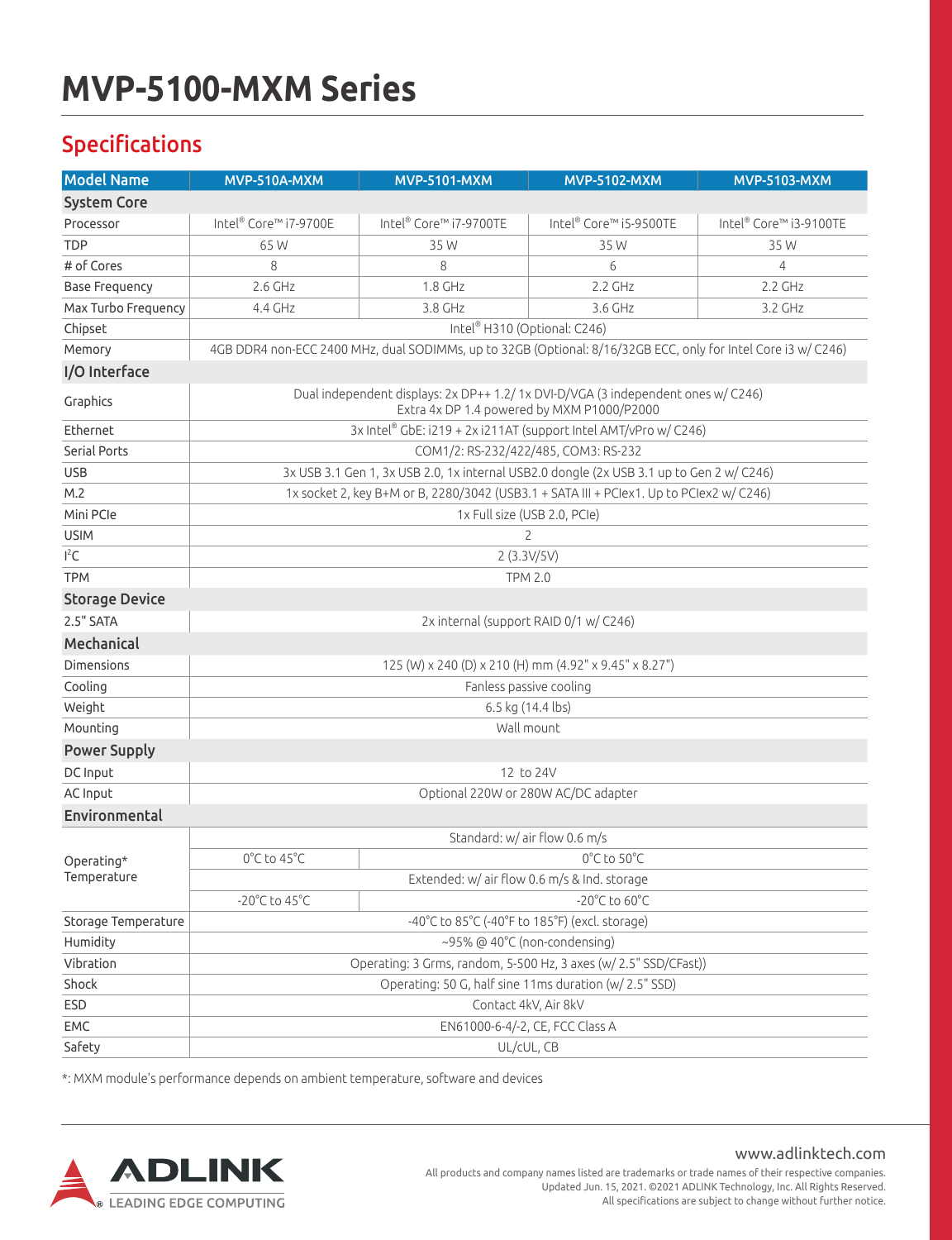# MVP-5100-MXM Series

## Specifications

| Model Name | MVP-510A-MXM | MVP-5101-MXM | MVP-5102-MXM | MVP-5103-MXM |
|---|---|---|---|---|
| **System Core** | | | | |
| Processor | Intel® Core™ i7-9700E | Intel® Core™ i7-9700TE | Intel® Core™ i5-9500TE | Intel® Core™ i3-9100TE |
| TDP | 65 W | 35 W | 35 W | 35 W |
| # of Cores | 8 | 8 | 6 | 4 |
| Base Frequency | 2.6 GHz | 1.8 GHz | 2.2 GHz | 2.2 GHz |
| Max Turbo Frequency | 4.4 GHz | 3.8 GHz | 3.6 GHz | 3.2 GHz |
| Chipset | Intel® H310 (Optional: C246) | | | |
| Memory | 4GB DDR4 non-ECC 2400 MHz, dual SODIMMs, up to 32GB (Optional: 8/16/32GB ECC, only for Intel Core i3 w/ C246) | | | |
| **I/O Interface** | | | | |
| Graphics | Dual independent displays: 2x DP++ 1.2/ 1x DVI-D/VGA (3 independent ones w/ C246)<br>Extra 4x DP 1.4 powered by MXM P1000/P2000 | | | |
| Ethernet | 3x Intel® GbE: i219 + 2x i211AT (support Intel AMT/vPro w/ C246) | | | |
| Serial Ports | COM1/2: RS-232/422/485, COM3: RS-232 | | | |
| USB | 3x USB 3.1 Gen 1, 3x USB 2.0, 1x internal USB2.0 dongle (2x USB 3.1 up to Gen 2 w/ C246) | | | |
| M.2 | 1x socket 2, key B+M or B, 2280/3042 (USB3.1 + SATA III + PCIex1. Up to PCIex2 w/ C246) | | | |
| Mini PCIe | 1x Full size (USB 2.0, PCIe) | | | |
| USIM | 2 | | | |
| I²C | 2 (3.3V/5V) | | | |
| TPM | TPM 2.0 | | | |
| **Storage Device** | | | | |
| 2.5" SATA | 2x internal (support RAID 0/1 w/ C246) | | | |
| **Mechanical** | | | | |
| Dimensions | 125 (W) x 240 (D) x 210 (H) mm (4.92" x 9.45" x 8.27") | | | |
| Cooling | Fanless passive cooling | | | |
| Weight | 6.5 kg (14.4 lbs) | | | |
| Mounting | Wall mount | | | |
| **Power Supply** | | | | |
| DC Input | 12 to 24V | | | |
| AC Input | Optional 220W or 280W AC/DC adapter | | | |
| **Environmental** | | | | |
| Operating* Temperature | Standard: w/ air flow 0.6 m/s | | | |
| | 0°C to 45°C | 0°C to 50°C | | |
| | Extended: w/ air flow 0.6 m/s & Ind. storage | | | |
| | -20°C to 45°C | -20°C to 60°C | | |
| Storage Temperature | -40°C to 85°C (-40°F to 185°F) (excl. storage) | | | |
| Humidity | ~95% @ 40°C (non-condensing) | | | |
| Vibration | Operating: 3 Grms, random, 5-500 Hz, 3 axes (w/ 2.5" SSD/CFast)) | | | |
| Shock | Operating: 50 G, half sine 11ms duration (w/ 2.5" SSD) | | | |
| ESD | Contact 4kV, Air 8kV | | | |
| EMC | EN61000-6-4/-2, CE, FCC Class A | | | |
| Safety | UL/cUL, CB | | | |

*: MXM module's performance depends on ambient temperature, software and devices

ADLINK LEADING EDGE COMPUTING

www.adlinktech.com

All products and company names listed are trademarks or trade names of their respective companies.
Updated Jun. 15, 2021. ©2021 ADLINK Technology, Inc. All Rights Reserved.
All specifications are subject to change without further notice.